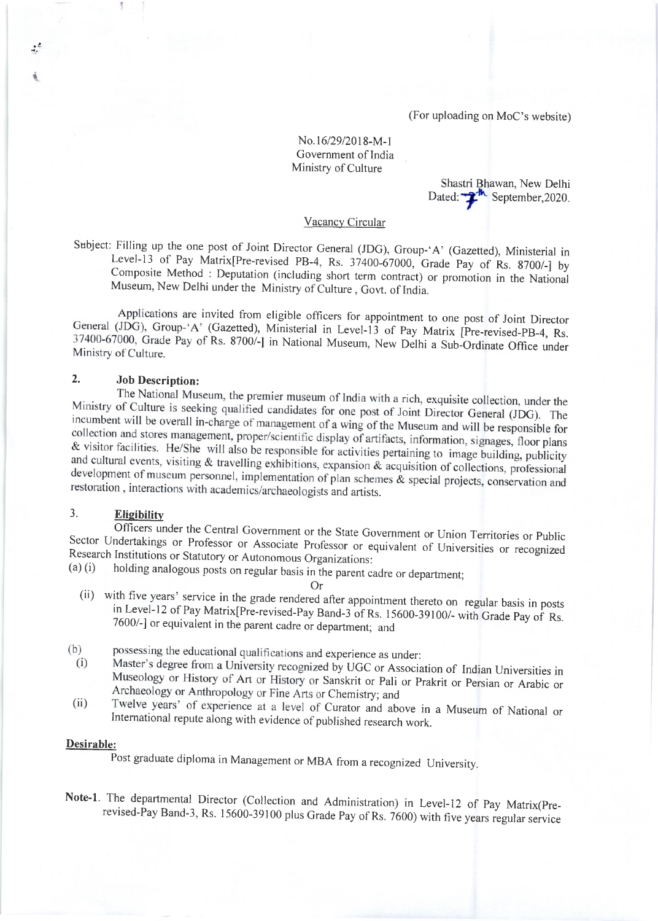(For uploading on MoC's website)

No.16/29/2018-M-1
Government of India
Ministry of Culture

Shastri Bhawan, New Delhi
Dated: 7th September,2020.

Vacancy Circular

Subject: Filling up the one post of Joint Director General (JDG), Group-'A' (Gazetted), Ministerial in Level-13 of Pay Matrix[Pre-revised PB-4, Rs. 37400-67000, Grade Pay of Rs. 8700/-] by Composite Method : Deputation (including short term contract) or promotion in the National Museum, New Delhi under the Ministry of Culture , Govt. of India.

Applications are invited from eligible officers for appointment to one post of Joint Director General (JDG), Group-'A' (Gazetted), Ministerial in Level-13 of Pay Matrix [Pre-revised-PB-4, Rs. 37400-67000, Grade Pay of Rs. 8700/-] in National Museum, New Delhi a Sub-Ordinate Office under Ministry of Culture.

**2. Job Description:**

The National Museum, the premier museum of India with a rich, exquisite collection, under the Ministry of Culture is seeking qualified candidates for one post of Joint Director General (JDG). The incumbent will be overall in-charge of management of a wing of the Museum and will be responsible for collection and stores management, proper/scientific display of artifacts, information, signages, floor plans & visitor facilities. He/She will also be responsible for activities pertaining to image building, publicity and cultural events, visiting & travelling exhibitions, expansion & acquisition of collections, professional development of museum personnel, implementation of plan schemes & special projects, conservation and restoration , interactions with academics/archaeologists and artists.

**3. Eligibility**

Officers under the Central Government or the State Government or Union Territories or Public Sector Undertakings or Professor or Associate Professor or equivalent of Universities or recognized Research Institutions or Statutory or Autonomous Organizations:

(a) (i) holding analogous posts on regular basis in the parent cadre or department;

Or

(ii) with five years' service in the grade rendered after appointment thereto on regular basis in posts in Level-12 of Pay Matrix[Pre-revised-Pay Band-3 of Rs. 15600-39100/- with Grade Pay of Rs. 7600/-] or equivalent in the parent cadre or department; and

(b) possessing the educational qualifications and experience as under:

(i) Master's degree from a University recognized by UGC or Association of Indian Universities in Museology or History of Art or History or Sanskrit or Pali or Prakrit or Persian or Arabic or Archaeology or Anthropology or Fine Arts or Chemistry; and

(ii) Twelve years' of experience at a level of Curator and above in a Museum of National or International repute along with evidence of published research work.

**Desirable:**

Post graduate diploma in Management or MBA from a recognized University.

Note-1. The departmental Director (Collection and Administration) in Level-12 of Pay Matrix(Pre-revised-Pay Band-3, Rs. 15600-39100 plus Grade Pay of Rs. 7600) with five years regular service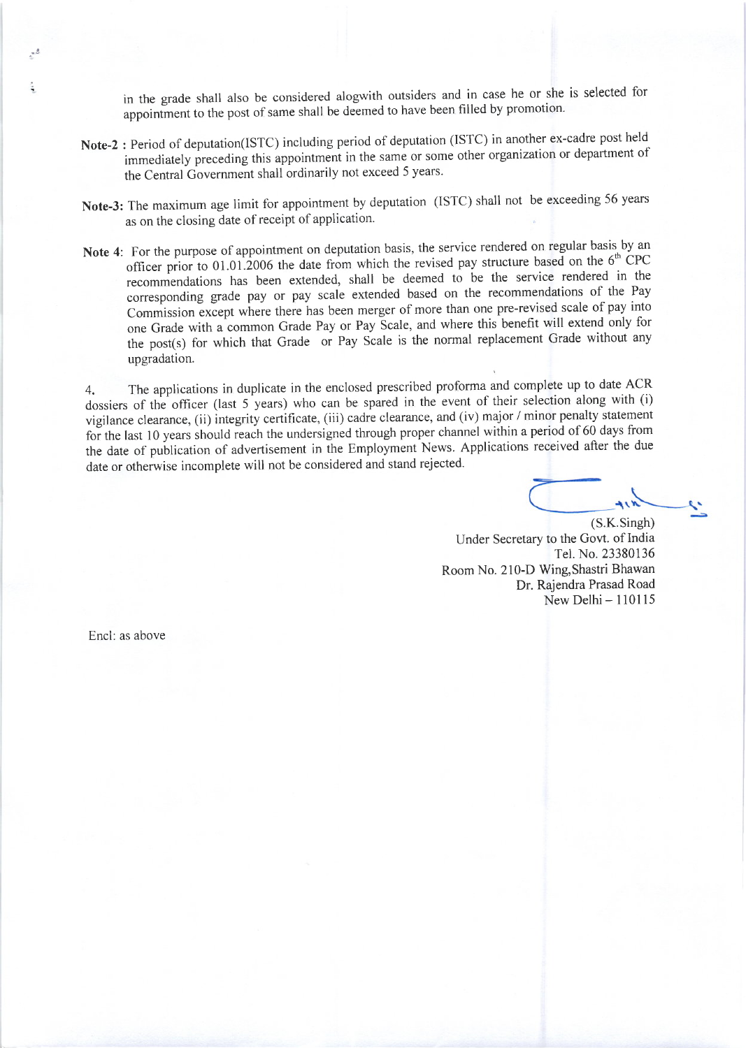in the grade shall also be considered alogwith outsiders and in case he or she is selected for appointment to the post of same shall be deemed to have been filled by promotion.

**Note-2 :** Period of deputation(ISTC) including period of deputation (ISTC) in another ex-cadre post held immediately preceding this appointment in the same or some other organization or department of the Central Government shall ordinarily not exceed 5 years.

**Note-3:** The maximum age limit for appointment by deputation (ISTC) shall not be exceeding 56 years as on the closing date of receipt of application.

**Note 4:** For the purpose of appointment on deputation basis, the service rendered on regular basis by an officer prior to 01.01.2006 the date from which the revised pay structure based on the 6th CPC recommendations has been extended, shall be deemed to be the service rendered in the corresponding grade pay or pay scale extended based on the recommendations of the Pay Commission except where there has been merger of more than one pre-revised scale of pay into one Grade with a common Grade Pay or Pay Scale, and where this benefit will extend only for the post(s) for which that Grade or Pay Scale is the normal replacement Grade without any upgradation.

4. The applications in duplicate in the enclosed prescribed proforma and complete up to date ACR dossiers of the officer (last 5 years) who can be spared in the event of their selection along with (i) vigilance clearance, (ii) integrity certificate, (iii) cadre clearance, and (iv) major / minor penalty statement for the last 10 years should reach the undersigned through proper channel within a period of 60 days from the date of publication of advertisement in the Employment News. Applications received after the due date or otherwise incomplete will not be considered and stand rejected.

(S.K.Singh)
Under Secretary to the Govt. of India
Tel. No. 23380136
Room No. 210-D Wing,Shastri Bhawan
Dr. Rajendra Prasad Road
New Delhi – 110115

Encl: as above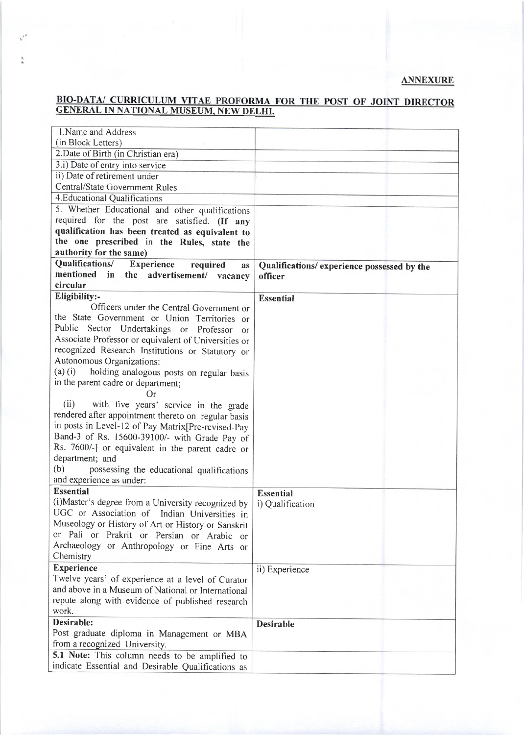**ANNEXURE**

## BIO-DATA/ CURRICULUM VITAE PROFORMA FOR THE POST OF JOINT DIRECTOR GENERAL IN NATIONAL MUSEUM, NEW DELHI.

| | |
|---|---|
| 1.Name and Address (in Block Letters) | |
| 2.Date of Birth (in Christian era) | |
| 3.i) Date of entry into service | |
| ii) Date of retirement under Central/State Government Rules | |
| 4.Educational Qualifications | |
| 5. Whether Educational and other qualifications required for the post are satisfied. **(If any qualification has been treated as equivalent to the one prescribed in the Rules, state the authority for the same)** | |
| **Qualifications/ Experience required as mentioned in the advertisement/ vacancy circular** | **Qualifications/ experience possessed by the officer** |
| **Eligibility:-** Officers under the Central Government or the State Government or Union Territories or Public Sector Undertakings or Professor or Associate Professor or equivalent of Universities or recognized Research Institutions or Statutory or Autonomous Organizations:<br>(a) (i) holding analogous posts on regular basis in the parent cadre or department;<br>Or<br>(ii) with five years' service in the grade rendered after appointment thereto on regular basis in posts in Level-12 of Pay Matrix[Pre-revised-Pay Band-3 of Rs. 15600-39100/- with Grade Pay of Rs. 7600/-] or equivalent in the parent cadre or department; and<br>(b) possessing the educational qualifications and experience as under: | **Essential** |
| **Essential**<br>(i)Master's degree from a University recognized by UGC or Association of Indian Universities in Museology or History of Art or History or Sanskrit or Pali or Prakrit or Persian or Arabic or Archaeology or Anthropology or Fine Arts or Chemistry | **Essential**<br>i) Qualification |
| **Experience**<br>Twelve years' of experience at a level of Curator and above in a Museum of National or International repute along with evidence of published research work. | ii) Experience |
| **Desirable:**<br>Post graduate diploma in Management or MBA from a recognized University. | **Desirable** |
| **5.1 Note:** This column needs to be amplified to indicate Essential and Desirable Qualifications as | |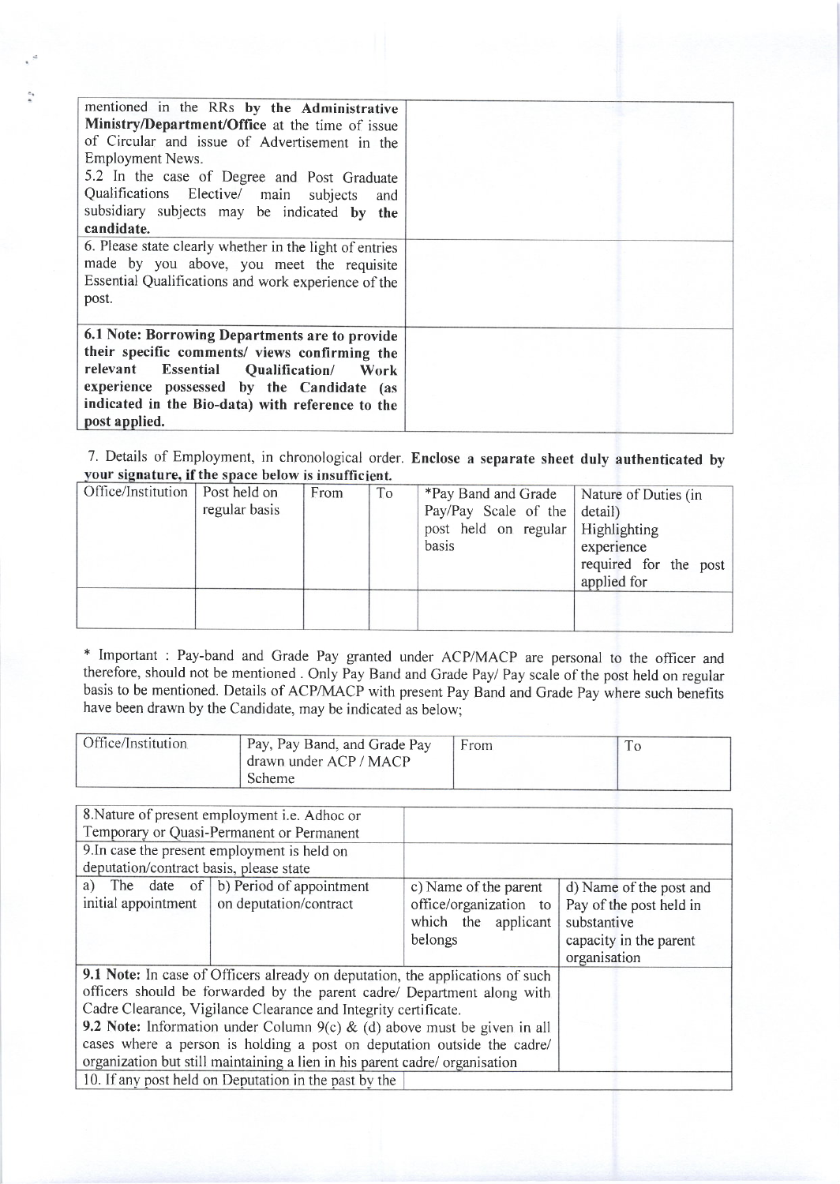| | |
|---|---|
| mentioned in the RRs **by the Administrative Ministry/Department/Office** at the time of issue of Circular and issue of Advertisement in the Employment News.<br>5.2 In the case of Degree and Post Graduate Qualifications Elective/ main subjects and subsidiary subjects may be indicated **by the candidate.** | |
| 6. Please state clearly whether in the light of entries made by you above, you meet the requisite Essential Qualifications and work experience of the post. | |
| **6.1 Note: Borrowing Departments are to provide their specific comments/ views confirming the relevant Essential Qualification/ Work experience possessed by the Candidate (as indicated in the Bio-data) with reference to the post applied.** | |

7. Details of Employment, in chronological order. **Enclose a separate sheet duly authenticated by your signature, if the space below is insufficient.**

| Office/Institution | Post held on regular basis | From | To | *Pay Band and Grade Pay/Pay Scale of the post held on regular basis | Nature of Duties (in detail) Highlighting experience required for the post applied for |
|---|---|---|---|---|---|
| | | | | | |

* Important : Pay-band and Grade Pay granted under ACP/MACP are personal to the officer and therefore, should not be mentioned . Only Pay Band and Grade Pay/ Pay scale of the post held on regular basis to be mentioned. Details of ACP/MACP with present Pay Band and Grade Pay where such benefits have been drawn by the Candidate, may be indicated as below;

| Office/Institution | Pay, Pay Band, and Grade Pay drawn under ACP / MACP Scheme | From | To |
|---|---|---|---|

| | | | |
|---|---|---|---|
| 8.Nature of present employment i.e. Adhoc or Temporary or Quasi-Permanent or Permanent | | | |
| 9.In case the present employment is held on deputation/contract basis, please state | | | |
| a) The date of initial appointment | b) Period of appointment on deputation/contract | c) Name of the parent office/organization to which the applicant belongs | d) Name of the post and Pay of the post held in substantive capacity in the parent organisation |
| **9.1 Note:** In case of Officers already on deputation, the applications of such officers should be forwarded by the parent cadre/ Department along with Cadre Clearance, Vigilance Clearance and Integrity certificate.<br>**9.2 Note:** Information under Column 9(c) & (d) above must be given in all cases where a person is holding a post on deputation outside the cadre/ organization but still maintaining a lien in his parent cadre/ organisation | | | |
| 10. If any post held on Deputation in the past by the | | | |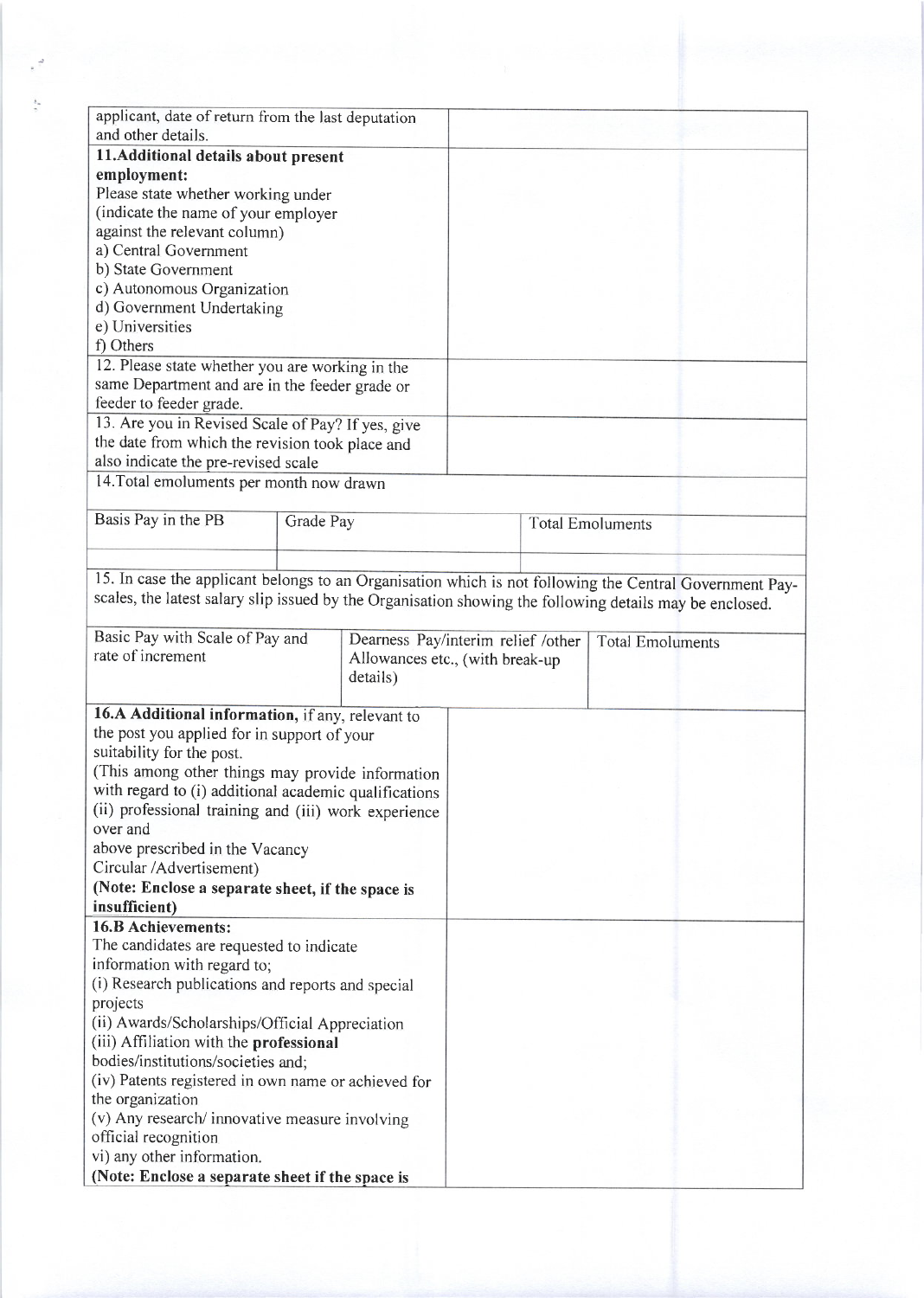| | |
|---|---|
| applicant, date of return from the last deputation and other details. | |
| **11.Additional details about present employment:**<br>Please state whether working under (indicate the name of your employer against the relevant column)<br>a) Central Government<br>b) State Government<br>c) Autonomous Organization<br>d) Government Undertaking<br>e) Universities<br>f) Others | |
| 12. Please state whether you are working in the same Department and are in the feeder grade or feeder to feeder grade. | |
| 13. Are you in Revised Scale of Pay? If yes, give the date from which the revision took place and also indicate the pre-revised scale | |

14.Total emoluments per month now drawn

| Basis Pay in the PB | Grade Pay | Total Emoluments |
|---|---|---|
| | | |

15. In case the applicant belongs to an Organisation which is not following the Central Government Pay-scales, the latest salary slip issued by the Organisation showing the following details may be enclosed.

| Basic Pay with Scale of Pay and rate of increment | Dearness Pay/interim relief /other Allowances etc., (with break-up details) | Total Emoluments |
|---|---|---|
| | | |

| | |
|---|---|
| **16.A Additional information,** if any, relevant to the post you applied for in support of your suitability for the post.<br>(This among other things may provide information with regard to (i) additional academic qualifications (ii) professional training and (iii) work experience over and above prescribed in the Vacancy Circular /Advertisement)<br>**(Note: Enclose a separate sheet, if the space is insufficient)** | |
| **16.B Achievements:**<br>The candidates are requested to indicate information with regard to;<br>(i) Research publications and reports and special projects<br>(ii) Awards/Scholarships/Official Appreciation<br>(iii) Affiliation with the **professional** bodies/institutions/societies and;<br>(iv) Patents registered in own name or achieved for the organization<br>(v) Any research/ innovative measure involving official recognition<br>vi) any other information.<br>**(Note: Enclose a separate sheet if the space is** | |